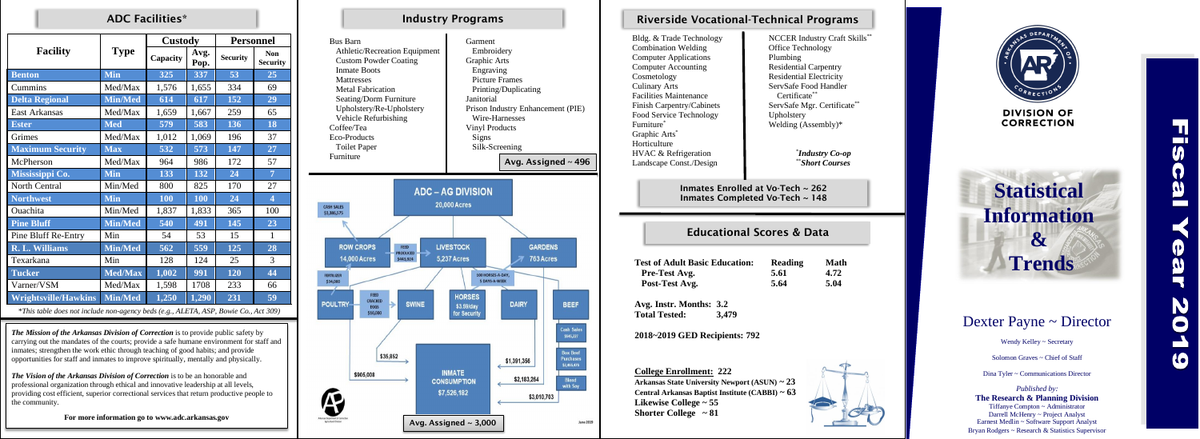## ADC Facilities*

| Facility | Type | Custody | | Personnel | |
|---|---|---|---|---|---|
| | | Capacity | Avg. Pop. | Security | Non Security |
| Benton | Min | 325 | 337 | 53 | 25 |
| Cummins | Med/Max | 1,576 | 1,655 | 334 | 69 |
| Delta Regional | Min/Med | 614 | 617 | 152 | 29 |
| East Arkansas | Med/Max | 1,659 | 1,667 | 259 | 65 |
| Ester | Med | 579 | 583 | 136 | 18 |
| Grimes | Med/Max | 1,012 | 1,069 | 196 | 37 |
| Maximum Security | Max | 532 | 573 | 147 | 27 |
| McPherson | Med/Max | 964 | 986 | 172 | 57 |
| Mississippi Co. | Min | 133 | 132 | 24 | 7 |
| North Central | Min/Med | 800 | 825 | 170 | 27 |
| Northwest | Min | 100 | 100 | 24 | 4 |
| Ouachita | Min/Med | 1,837 | 1,833 | 365 | 100 |
| Pine Bluff | Min/Med | 540 | 491 | 145 | 23 |
| Pine Bluff Re-Entry | Min | 54 | 53 | 15 | 1 |
| R. L. Williams | Min/Med | 562 | 559 | 125 | 28 |
| Texarkana | Min | 128 | 124 | 25 | 3 |
| Tucker | Med/Max | 1,002 | 991 | 120 | 44 |
| Varner/VSM | Med/Max | 1,598 | 1708 | 233 | 66 |
| Wrightsville/Hawkins | Min/Med | 1,250 | 1,290 | 231 | 59 |

*This table does not include non-agency beds (e.g., ALETA, ASP, Bowie Co., Act 309)*

***The Mission of the Arkansas Division of Correction*** *is to provide public safety by carrying out the mandates of the courts; provide a safe humane environment for staff and inmates; strengthen the work ethic through teaching of good habits; and provide opportunities for staff and inmates to improve spiritually, mentally and physically.*

***The Vision of the Arkansas Division of Correction*** *is to be an honorable and professional organization through ethical and innovative leadership at all levels, providing cost efficient, superior correctional services that return productive people to the community.*

**For more information go to www.adc.arkansas.gov**

## Industry Programs

- Bus Barn
  - Athletic/Recreation Equipment
  - Custom Powder Coating
  - Inmate Boots
  - Mattresses
  - Metal Fabrication
  - Seating/Dorm Furniture
  - Upholstery/Re-Upholstery
  - Vehicle Refurbishing
- Coffee/Tea
- Eco-Products
  - Toilet Paper
- Furniture
- Garment
  - Embroidery
- Graphic Arts
  - Engraving
  - Picture Frames
  - Printing/Duplicating
- Janitorial
- Prison Industry Enhancement (PIE)
  - Wire-Harnesses
- Vinyl Products
  - Signs
  - Silk-Screening

**Avg. Assigned ~ 496**

### ADC – AG DIVISION
20,000 Acres

- Cash Sales $1,386,175
- Row Crops: 14,000 Acres
- Feed Produced $443,919
- Livestock: 5,237 Acres
- Gardens: 763 Acres
- Fertilizer $34,000
- Poultry
- Feed Cracked Eggs $16,000
- Swine
- Horses $3.59/day for Security
- 100 Horses-A-Day, 5 Days-A-Week
- Dairy
- Beef
- Cash Sales $645,237
- Box Beef Purchases $2,469,476
- Blend with Soy
- $35,852
- $905,008
- $1,391,356
- $2,183,264
- $3,010,703
- Inmate Consumption $7,526,182

June 2019

**Avg. Assigned ~ 3,000**

## Riverside Vocational-Technical Programs

- Bldg. & Trade Technology
- Combination Welding
- Computer Applications
- Computer Accounting
- Cosmetology
- Culinary Arts
- Facilities Maintenance
- Finish Carpentry/Cabinets
- Food Service Technology
- Furniture*
- Graphic Arts*
- Horticulture
- HVAC & Refrigeration
- Landscape Const./Design
- NCCER Industry Craft Skills**
- Office Technology
- Plumbing
- Residential Carpentry
- Residential Electricity
- ServSafe Food Handler Certificate**
- ServSafe Mgr. Certificate**
- Upholstery
- Welding (Assembly)*

*\*Industry Co-op*
*\*\*Short Courses*

**Inmates Enrolled at Vo-Tech ~ 262**
**Inmates Completed Vo-Tech ~ 148**

## Educational Scores & Data

| Test of Adult Basic Education: | Reading | Math |
|---|---|---|
| Pre-Test Avg. | 5.61 | 4.72 |
| Post-Test Avg. | 5.64 | 5.04 |

**Avg. Instr. Months: 3.2**
**Total Tested: 3,479**

**2018~2019 GED Recipients: 792**

**College Enrollment: 222**
**Arkansas State University Newport (ASUN) ~ 23**
**Central Arkansas Baptist Institute (CABBI) ~ 63**
**Likewise College ~ 55**
**Shorter College ~ 81**

ARKANSAS DEPARTMENT OF CORRECTIONS
**DIVISION OF CORRECTION**

# Statistical Information & Trends

# Fiscal Year 2019

## Dexter Payne ~ Director

Wendy Kelley ~ Secretary

Solomon Graves ~ Chief of Staff

Dina Tyler ~ Communications Director

*Published by:*
**The Research & Planning Division**
Tiffanye Compton ~ Administrator
Darrell McHenry ~ Project Analyst
Earnest Medlin ~ Software Support Analyst
Bryan Rodgers ~ Research & Statistics Supervisor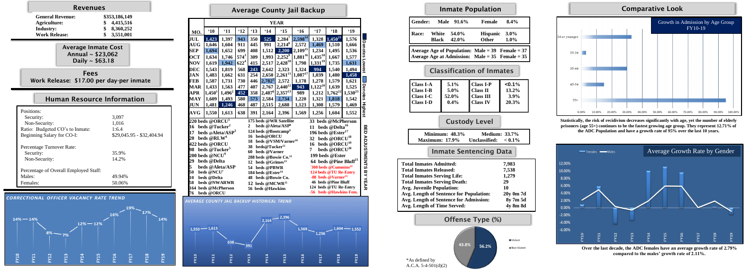## Revenues

| | |
|---|---|
| **General Revenue:** | **$353,186,149** |
| **Agriculture:** | **$ 4,415,516** |
| **Industry:** | **$ 8,360,252** |
| **Work Release:** | **$ 3,551,001** |

### Average Inmate Cost
Annual ~ $23,062
Daily ~ $63.18

### Fees
Work Release: $17.00 per day-per inmate

## Human Resource Information

| | |
|---|---|
| Positions: | |
| Security: | 3,097 |
| Non-Security: | 1,016 |
| Ratio: Budgeted CO's to Inmate: | 1:6.4 |
| Beginning Salary for CO-I: | $29,045.95 - $32,404.94 |
| Percentage Turnover Rate: | |
| Security: | 35.9% |
| Non-Security: | 14.2% |
| Percentage of Overall Employed Staff: | |
| Males: | 49.94% |
| Females: | 50.06% |

### CORRECTIONAL OFFICER VACANCY RATE TREND

14% 14% 8% 7% 12% 12% 16% 19% 17% 14%

FY10 FY11 FY12 FY13 FY14 FY15 FY16 FY17 FY18 FY19

## Average County Jail Backup

| MO. | '10 | '11 | '12 | '13 | '14 | '15 | '16 | '17 | '18 | '19 |
|---|---|---|---|---|---|---|---|---|---|---|
| JUL | 1,423 | 1,397 | 943 | 350 | 525 | 2,284[7] | 2,598[14] | 1,328 | 1,450[21] | 1,576 |
| AUG | 1,646 | 1,604 | 911 | 445 | 991 | 2,214[8] | 2,572 | 1,469 | 1,510 | 1,666 |
| SEP | 1,694 | 1,652 | 699 | 408 | 1,512 | 2,200 | 2,109[15] | 1,234 | 1,495 | 1,536 |
| OCT | 1,634 | 1,706 | 574[3] | 309 | 1,993 | 2,252[9] | 1,881[16] | 1,435[18] | 1,667 | 1,577 |
| NOV | 1,619 | 1,942 | 622[4] | 415 | 2,517 | 2,428[10] | 1,798 | 1,331[19] | 1,735 | 1,631 |
| DEC | 1,543 | 1,819 | 568 | 243 | 2,642 | 2,323 | 1,324 | 994 | 1,540 | 1,494 |
| JAN | 1,483 | 1,662 | 631 | 254 | 2,650 | 2,261[11] | 1,087[17] | 1,039 | 1,480 | 1,458 |
| FEB | 1,587 | 1,731 | 730 | 446 | 2,782[5] | 2,572 | 1,178 | 1,278 | 1,579 | 1,621 |
| MAR | 1,433 | 1,563 | 477 | 407 | 2,767 | 2,440[12] | 943 | 1,122[20] | 1,639 | 1,525 |
| APR | 1,450[1] | 1,496[2] | 452 | 358 | 2,487[6] | 2,357[13] | 989 | 1,212 | 1,762[22] | 1,530[23] |
| MAY | 1,609 | 1,493 | 580 | 573 | 2,584 | 2,734 | 1,220 | 1,321 | 1,818 | 1,542 |
| JUN | 1,481 | 1,246 | 468 | 487 | 2,515 | 2,688 | 1,123 | 1,308 | 1,579 | 1,469 |
| AVG | 1,550 | 1,613 | 638 | 391 | 2,164 | 2,396 | 1,569 | 1,256 | 1,604 | 1,552 |

Denotes Lowest / Denotes Highest

**BED ADJUSTMENTS BY YEAR**

220 beds @ORCU[1]
16 beds @Tucker[2]
17 beds @Aleta/ASP[3]
20 beds @RLW[4]
422 beds @ORCU
98 beds @Tucker[5]
200 beds @NCU[6]
29 beds @Delta
5 beds @Aleta/ASP
50 beds @NCU[7]
10 beds @Delta
58 beds @NWARWR
164 beds @McPherson
76 beds @ORCU

175 beds @WR Satellite
2 beds @Aleta/ASP[8]
124 beds @Bootcamp[9]
16 beds @ORCU
18 beds @VSM/Varner[10]
38 beds @Tucker[11]
60 beds @Varner
288 beds @Bowie Co.[12]
12 beds @Grimes[13]
54 beds @PBWR
184 beds @Ester[14]
48 beds @Bowie Co.
12 beds @MCWR[15]
56 beds @Hawkins

33 beds @McPherson
11 beds @Delta[16]
196 beds @Ester[17]
32 beds @ORCU[18]
16 beds @ORCU[19]
7 beds @ORCU[20]
199 beds @Ester
64 beds @Pine Bluff[21]
-300 beds @Cummins[22]
-124 beds @TU Re-Entry
-88 beds @Varner[23]
46 beds @Pine Bluff
124 beds @TU Re-Entry
-56 beds @Hawkins Fem.

### AVERAGE COUNTY JAIL BACKUP HISTORICAL TREND

1,550 1,613 638 391 2,164 2,396 1,569 1,256 1,604 1,552

FY10 FY11 FY12 FY13 FY14 FY15 FY16 FY17 FY18 FY19

## Inmate Population

| | | | | |
|---|---|---|---|---|
| **Gender:** | **Male 91.6%** | | **Female 8.4%** | |
| **Race:** | **White 54.0%** | | **Hispanic 3.0%** | |
| | **Black 42.0%** | | **Other 1.0%** | |

**Average Age of Population: Male = 39 Female = 37**
**Average Age at Admission: Male = 35 Female = 35**

## Classification of Inmates

| | | | |
|---|---|---|---|
| **Class I-A** | **5.1%** | **Class I-P** | **<0.1%** |
| **Class I-B** | **5.0%** | **Class II** | **13.2%** |
| **Class I-C** | **52.0%** | **Class III** | **3.9%** |
| **Class I-D** | **0.4%** | **Class IV** | **20.3%** |

## Custody Level

| | |
|---|---|
| **Minimum: 48.3%** | **Medium: 33.7%** |
| **Maximum: 17.9%** | **Unclassified: < 0.1%** |

## Inmate Sentencing Data

| | |
|---|---|
| **Total Inmates Admitted:** | **7,983** |
| **Total Inmates Released:** | **7,538** |
| **Total Inmates Serving Life:** | **1,279** |
| **Total Inmates Serving Death:** | **29** |
| **Avg. Juvenile Population:** | **10** |
| **Avg. Length of Sentence for Population:** | **20y 0m 7d** |
| **Avg. Length of Sentence for Admission:** | **8y 7m 5d** |
| **Avg. Length of Time Served:** | **4y 8m 8d** |

## Offense Type (%)

43.8% 56.2%

Violent
Non-Violent

*As defined by A.C.A. 5-4-501(d)(2)

## Comparative Look

Growth in Admission by Age Group FY10-19

24 or younger
25-34
35-44
45-54
55+

0.00% 10.00% 20.00% 30.00% 40.00% 50.00% 60.00% 70.00% 80.00% 90.00% 100.00%

**Statistically, the risk of recidivism decreases significantly with age, yet the number of elderly prisoners (age 55+) continues to be the fastest growing age group. They represent 12.71% of the ADC Population and have a growth rate of 95% over the last 10 years.**

Average Growth Rate by Gender

Females Males

12.00% 10.00% 8.00% 6.00% 4.00% 2.00% 0.00% -2.00% -4.00% -6.00%

FY10 FY11 FY12 FY13 FY14 FY15 FY16 FY17 FY18 FY19

**Over the last decade, the ADC females have an average growth rate of 2.79% compared to the males' growth rate of 2.11%.**